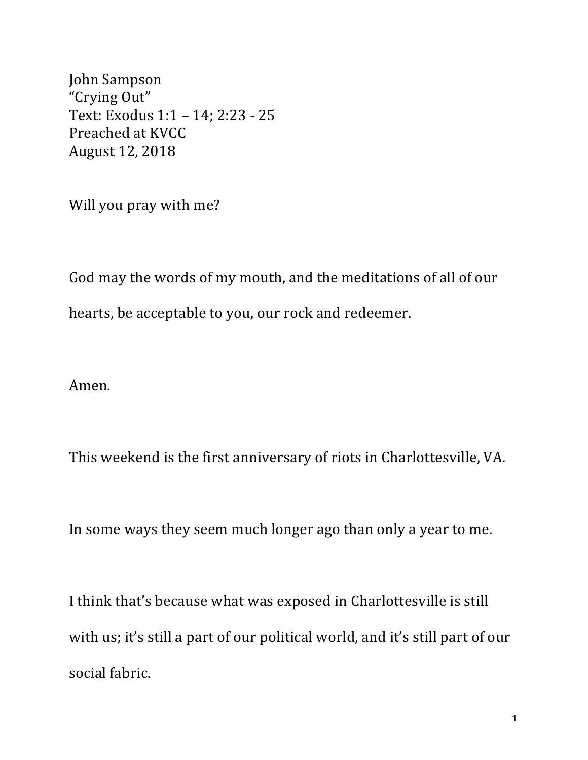John Sampson
“Crying Out”
Text: Exodus 1:1 – 14; 2:23 - 25
Preached at KVCC
August 12, 2018

Will you pray with me?

God may the words of my mouth, and the meditations of all of our hearts, be acceptable to you, our rock and redeemer.

Amen.

This weekend is the first anniversary of riots in Charlottesville, VA.

In some ways they seem much longer ago than only a year to me.

I think that’s because what was exposed in Charlottesville is still with us; it’s still a part of our political world, and it’s still part of our social fabric.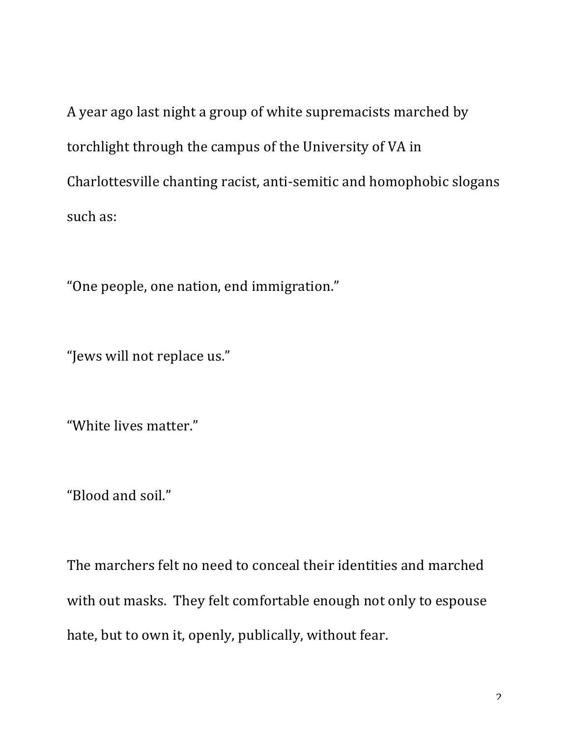A year ago last night a group of white supremacists marched by torchlight through the campus of the University of VA in Charlottesville chanting racist, anti-semitic and homophobic slogans such as:

"One people, one nation, end immigration."

"Jews will not replace us."

"White lives matter."

"Blood and soil."

The marchers felt no need to conceal their identities and marched with out masks. They felt comfortable enough not only to espouse hate, but to own it, openly, publically, without fear.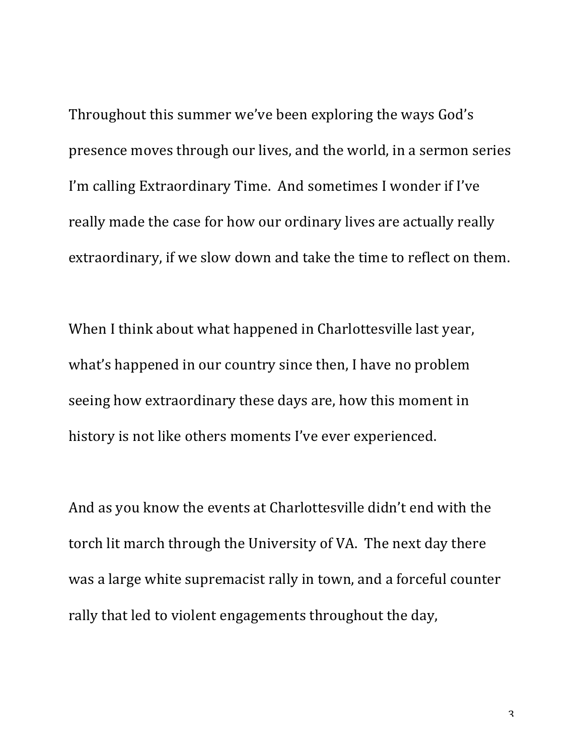Throughout this summer we've been exploring the ways God's presence moves through our lives, and the world, in a sermon series I'm calling Extraordinary Time. And sometimes I wonder if I've really made the case for how our ordinary lives are actually really extraordinary, if we slow down and take the time to reflect on them.

When I think about what happened in Charlottesville last year, what's happened in our country since then, I have no problem seeing how extraordinary these days are, how this moment in history is not like others moments I've ever experienced.

And as you know the events at Charlottesville didn't end with the torch lit march through the University of VA. The next day there was a large white supremacist rally in town, and a forceful counter rally that led to violent engagements throughout the day,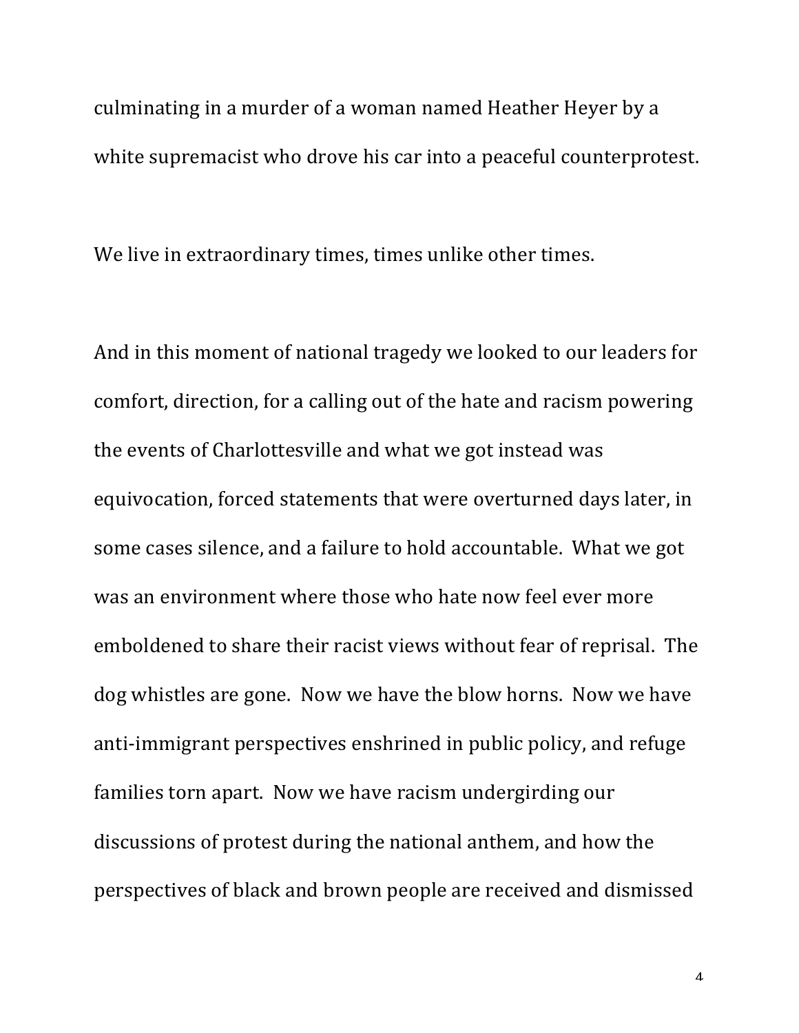culminating in a murder of a woman named Heather Heyer by a white supremacist who drove his car into a peaceful counterprotest.

We live in extraordinary times, times unlike other times.

And in this moment of national tragedy we looked to our leaders for comfort, direction, for a calling out of the hate and racism powering the events of Charlottesville and what we got instead was equivocation, forced statements that were overturned days later, in some cases silence, and a failure to hold accountable. What we got was an environment where those who hate now feel ever more emboldened to share their racist views without fear of reprisal. The dog whistles are gone. Now we have the blow horns. Now we have anti-immigrant perspectives enshrined in public policy, and refuge families torn apart. Now we have racism undergirding our discussions of protest during the national anthem, and how the perspectives of black and brown people are received and dismissed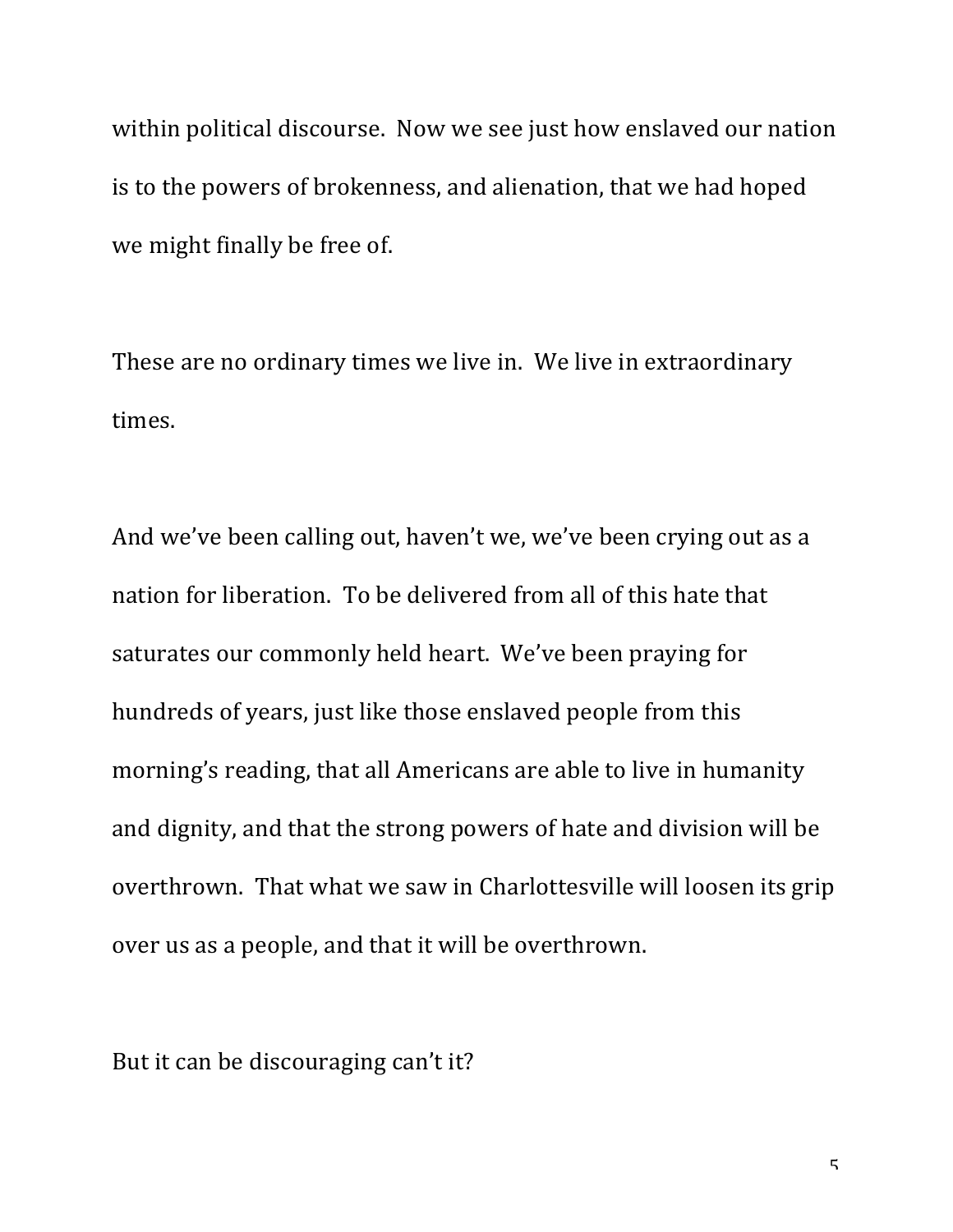within political discourse. Now we see just how enslaved our nation is to the powers of brokenness, and alienation, that we had hoped we might finally be free of.

These are no ordinary times we live in. We live in extraordinary times.

And we've been calling out, haven't we, we've been crying out as a nation for liberation. To be delivered from all of this hate that saturates our commonly held heart. We've been praying for hundreds of years, just like those enslaved people from this morning's reading, that all Americans are able to live in humanity and dignity, and that the strong powers of hate and division will be overthrown. That what we saw in Charlottesville will loosen its grip over us as a people, and that it will be overthrown.

But it can be discouraging can't it?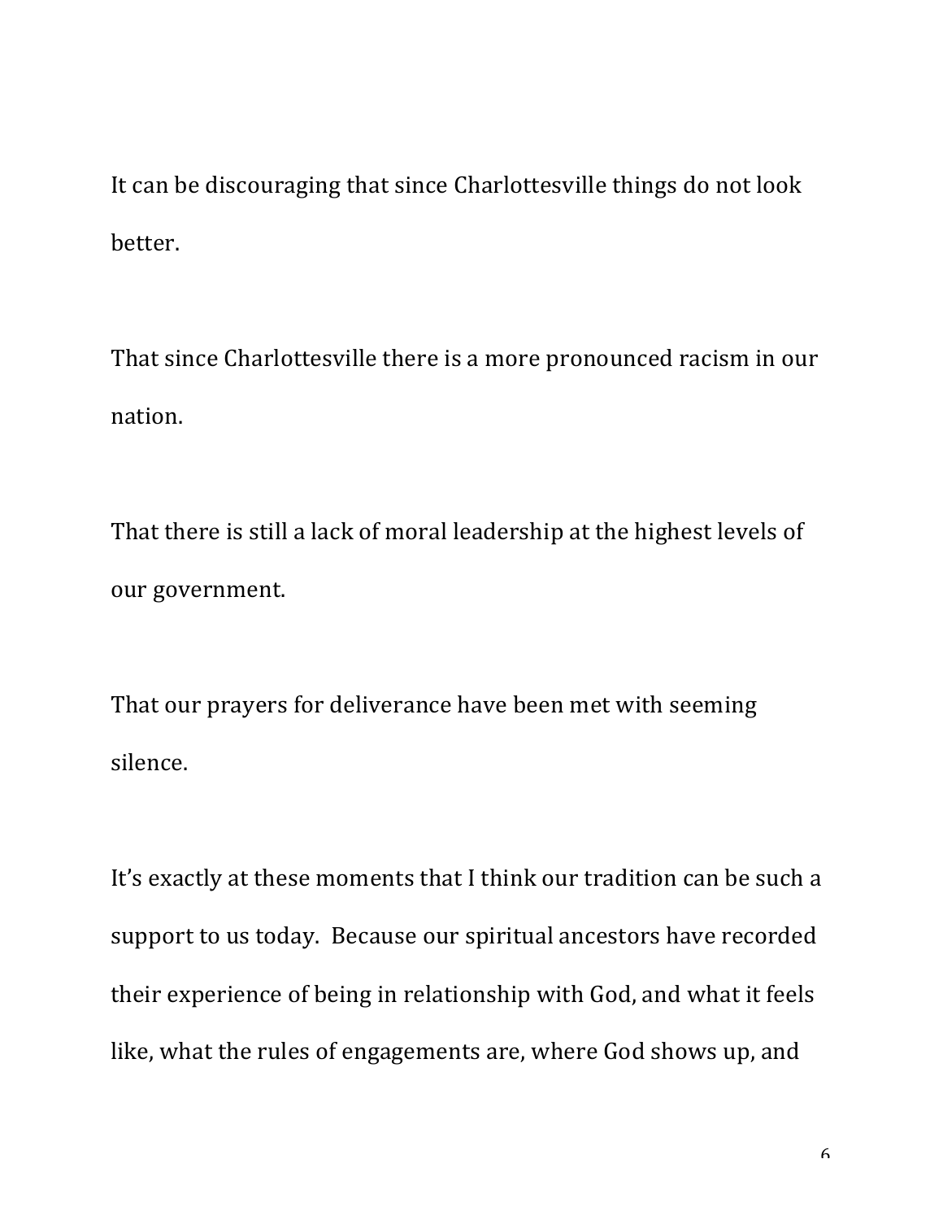It can be discouraging that since Charlottesville things do not look better.

That since Charlottesville there is a more pronounced racism in our nation.

That there is still a lack of moral leadership at the highest levels of our government.

That our prayers for deliverance have been met with seeming silence.

It's exactly at these moments that I think our tradition can be such a support to us today. Because our spiritual ancestors have recorded their experience of being in relationship with God, and what it feels like, what the rules of engagements are, where God shows up, and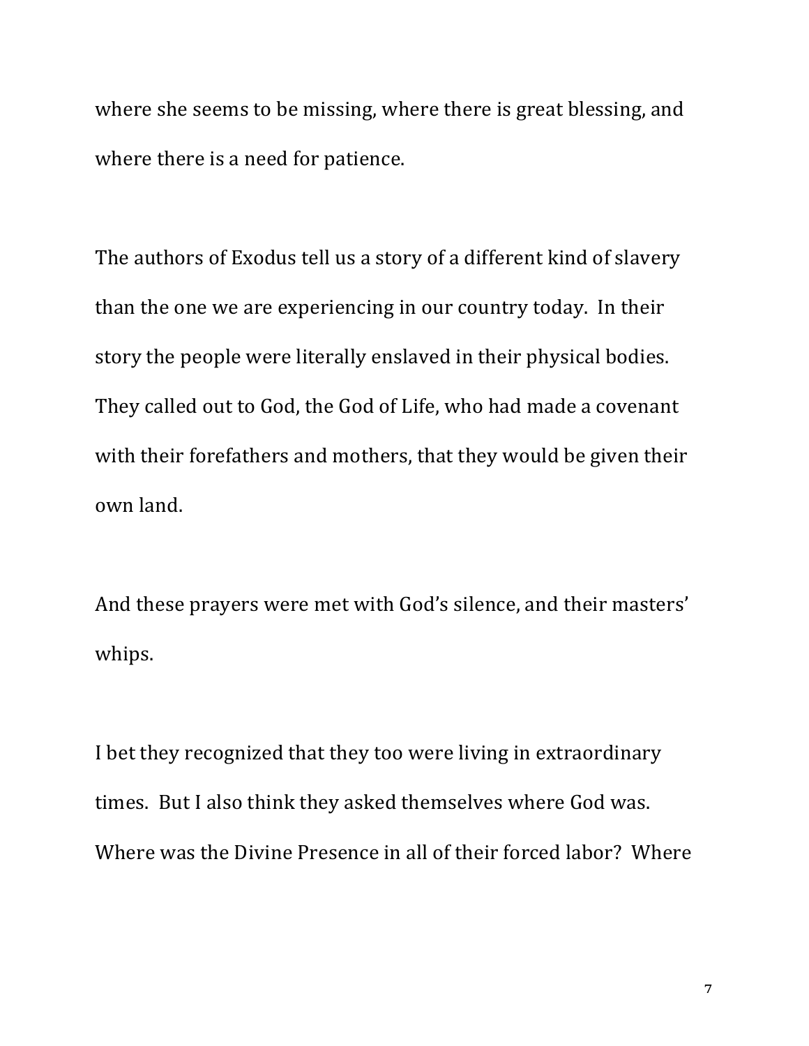where she seems to be missing, where there is great blessing, and where there is a need for patience.

The authors of Exodus tell us a story of a different kind of slavery than the one we are experiencing in our country today. In their story the people were literally enslaved in their physical bodies. They called out to God, the God of Life, who had made a covenant with their forefathers and mothers, that they would be given their own land.

And these prayers were met with God's silence, and their masters' whips.

I bet they recognized that they too were living in extraordinary times. But I also think they asked themselves where God was. Where was the Divine Presence in all of their forced labor? Where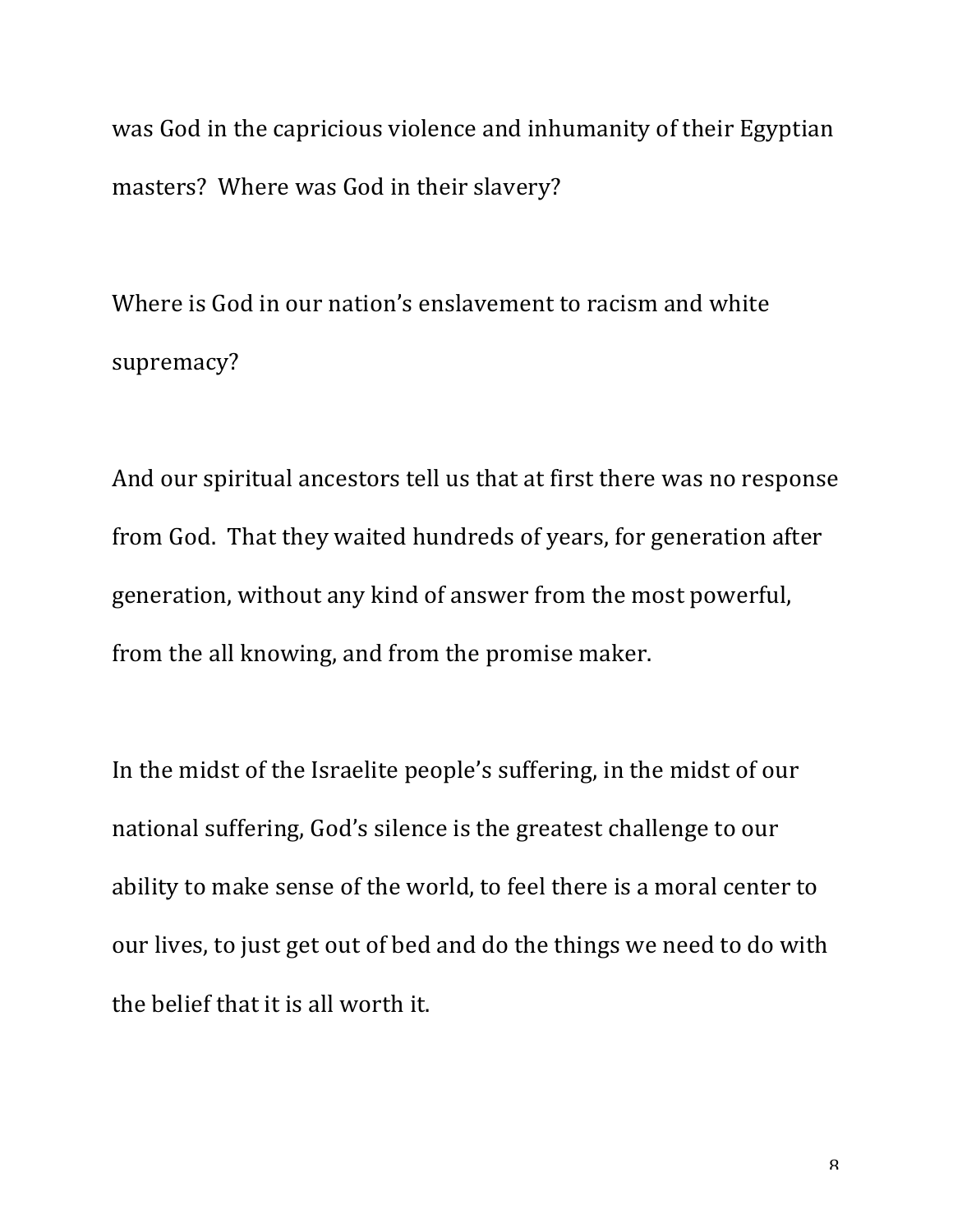was God in the capricious violence and inhumanity of their Egyptian masters? Where was God in their slavery?

Where is God in our nation's enslavement to racism and white supremacy?

And our spiritual ancestors tell us that at first there was no response from God. That they waited hundreds of years, for generation after generation, without any kind of answer from the most powerful, from the all knowing, and from the promise maker.

In the midst of the Israelite people's suffering, in the midst of our national suffering, God's silence is the greatest challenge to our ability to make sense of the world, to feel there is a moral center to our lives, to just get out of bed and do the things we need to do with the belief that it is all worth it.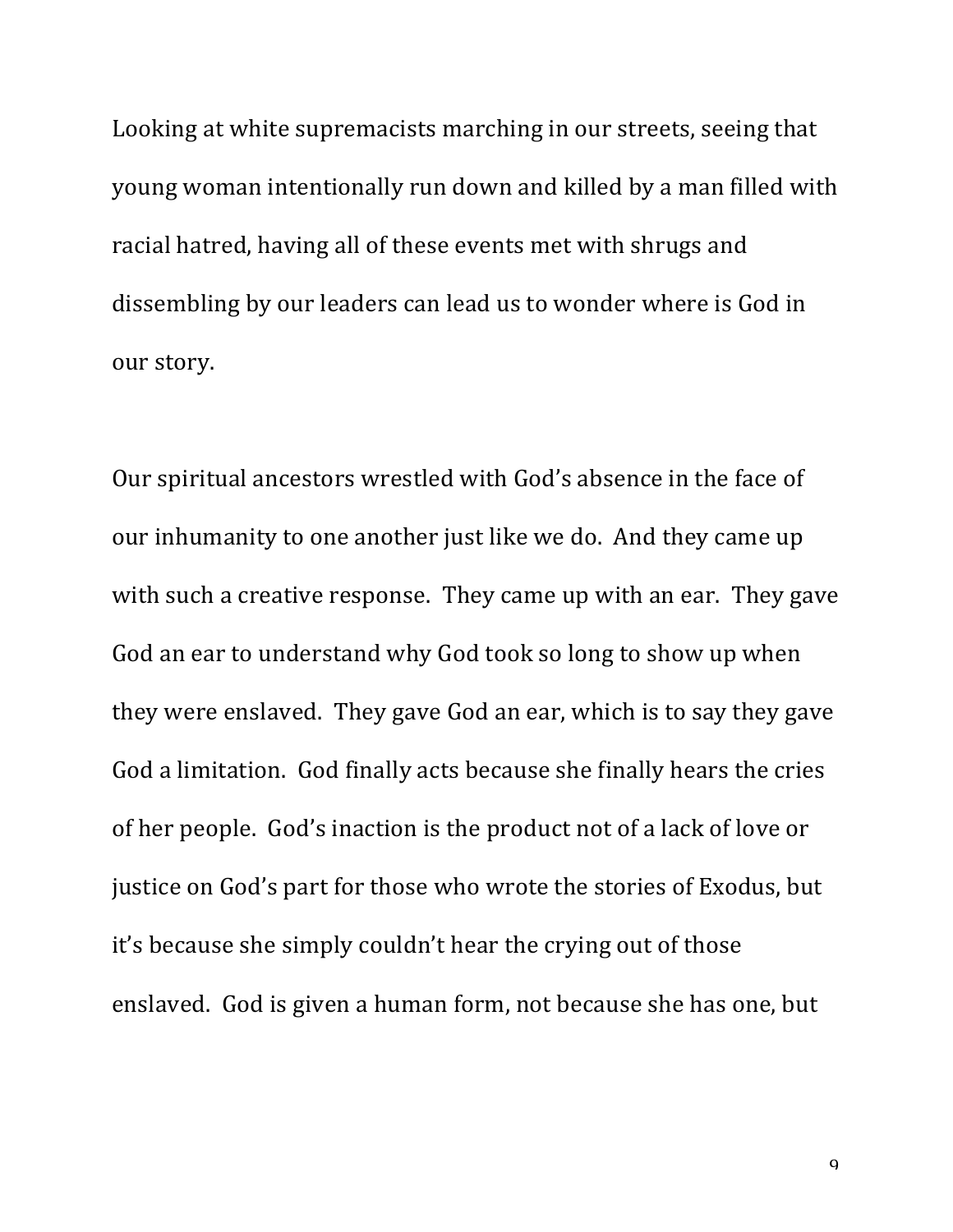Looking at white supremacists marching in our streets, seeing that young woman intentionally run down and killed by a man filled with racial hatred, having all of these events met with shrugs and dissembling by our leaders can lead us to wonder where is God in our story.

Our spiritual ancestors wrestled with God's absence in the face of our inhumanity to one another just like we do. And they came up with such a creative response. They came up with an ear. They gave God an ear to understand why God took so long to show up when they were enslaved. They gave God an ear, which is to say they gave God a limitation. God finally acts because she finally hears the cries of her people. God's inaction is the product not of a lack of love or justice on God's part for those who wrote the stories of Exodus, but it's because she simply couldn't hear the crying out of those enslaved. God is given a human form, not because she has one, but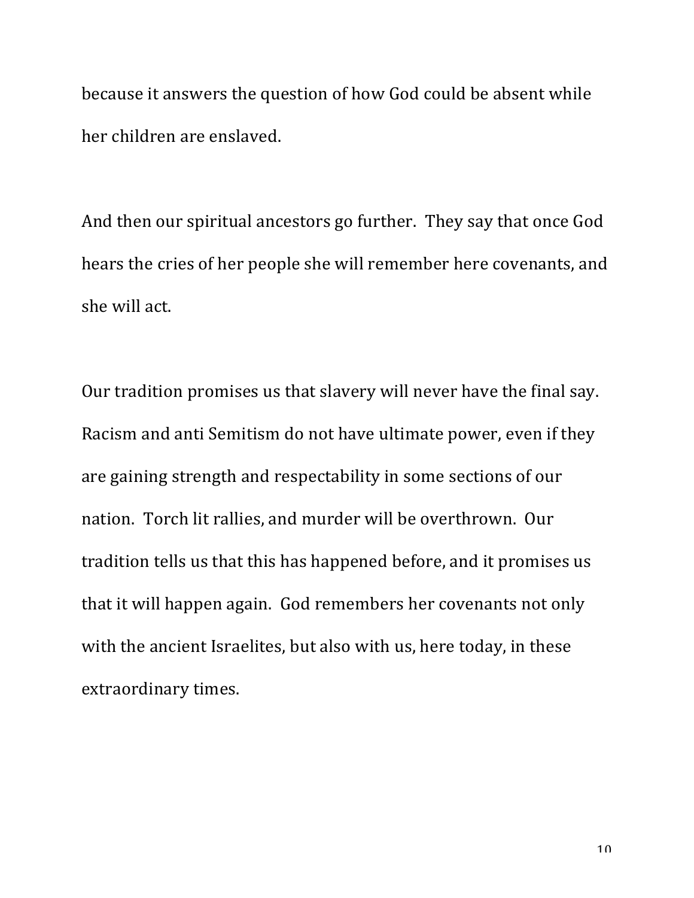because it answers the question of how God could be absent while her children are enslaved.

And then our spiritual ancestors go further. They say that once God hears the cries of her people she will remember here covenants, and she will act.

Our tradition promises us that slavery will never have the final say. Racism and anti Semitism do not have ultimate power, even if they are gaining strength and respectability in some sections of our nation. Torch lit rallies, and murder will be overthrown. Our tradition tells us that this has happened before, and it promises us that it will happen again. God remembers her covenants not only with the ancient Israelites, but also with us, here today, in these extraordinary times.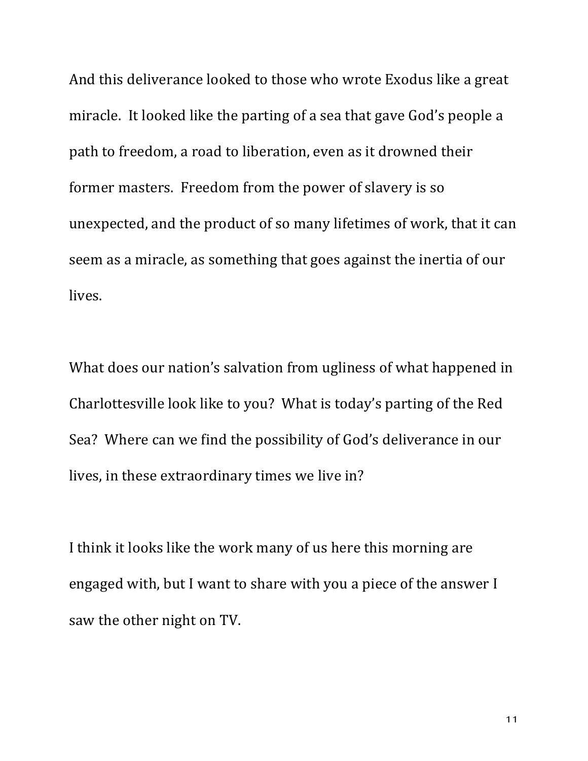And this deliverance looked to those who wrote Exodus like a great miracle. It looked like the parting of a sea that gave God's people a path to freedom, a road to liberation, even as it drowned their former masters. Freedom from the power of slavery is so unexpected, and the product of so many lifetimes of work, that it can seem as a miracle, as something that goes against the inertia of our lives.

What does our nation's salvation from ugliness of what happened in Charlottesville look like to you? What is today's parting of the Red Sea? Where can we find the possibility of God's deliverance in our lives, in these extraordinary times we live in?

I think it looks like the work many of us here this morning are engaged with, but I want to share with you a piece of the answer I saw the other night on TV.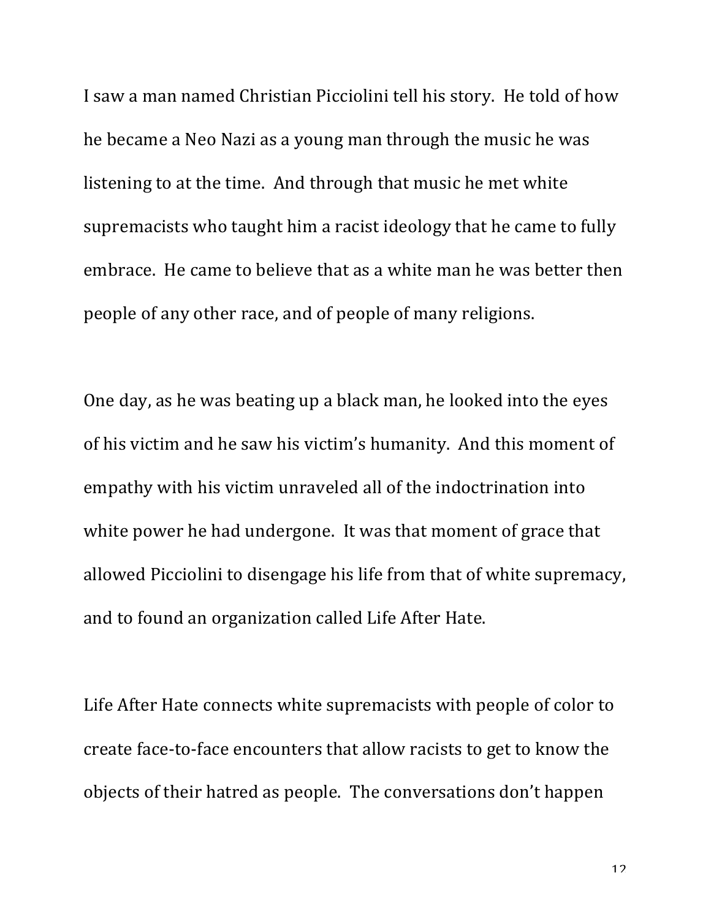I saw a man named Christian Picciolini tell his story. He told of how he became a Neo Nazi as a young man through the music he was listening to at the time. And through that music he met white supremacists who taught him a racist ideology that he came to fully embrace. He came to believe that as a white man he was better then people of any other race, and of people of many religions.

One day, as he was beating up a black man, he looked into the eyes of his victim and he saw his victim's humanity. And this moment of empathy with his victim unraveled all of the indoctrination into white power he had undergone. It was that moment of grace that allowed Picciolini to disengage his life from that of white supremacy, and to found an organization called Life After Hate.

Life After Hate connects white supremacists with people of color to create face-to-face encounters that allow racists to get to know the objects of their hatred as people. The conversations don't happen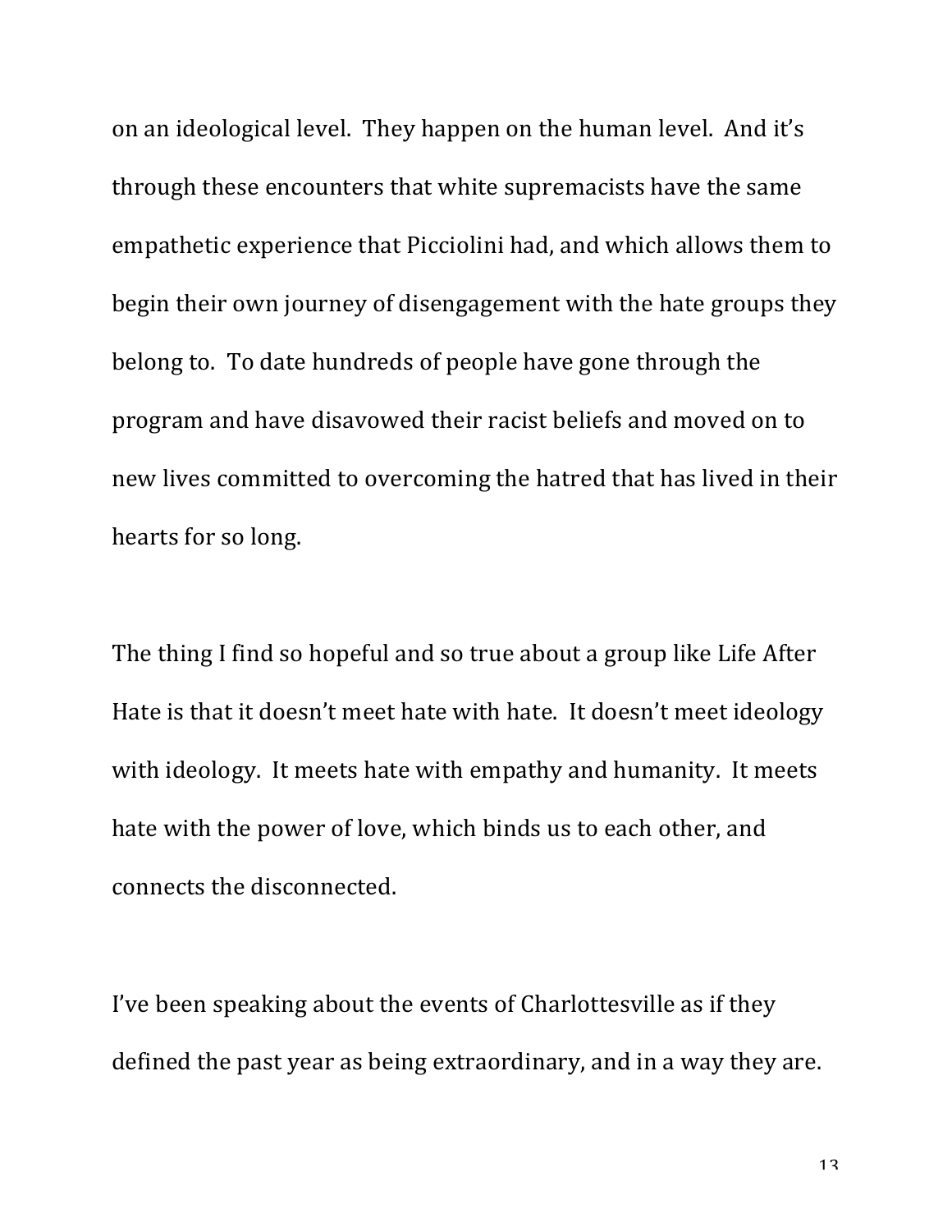on an ideological level. They happen on the human level. And it's through these encounters that white supremacists have the same empathetic experience that Picciolini had, and which allows them to begin their own journey of disengagement with the hate groups they belong to. To date hundreds of people have gone through the program and have disavowed their racist beliefs and moved on to new lives committed to overcoming the hatred that has lived in their hearts for so long.

The thing I find so hopeful and so true about a group like Life After Hate is that it doesn't meet hate with hate. It doesn't meet ideology with ideology. It meets hate with empathy and humanity. It meets hate with the power of love, which binds us to each other, and connects the disconnected.

I've been speaking about the events of Charlottesville as if they defined the past year as being extraordinary, and in a way they are.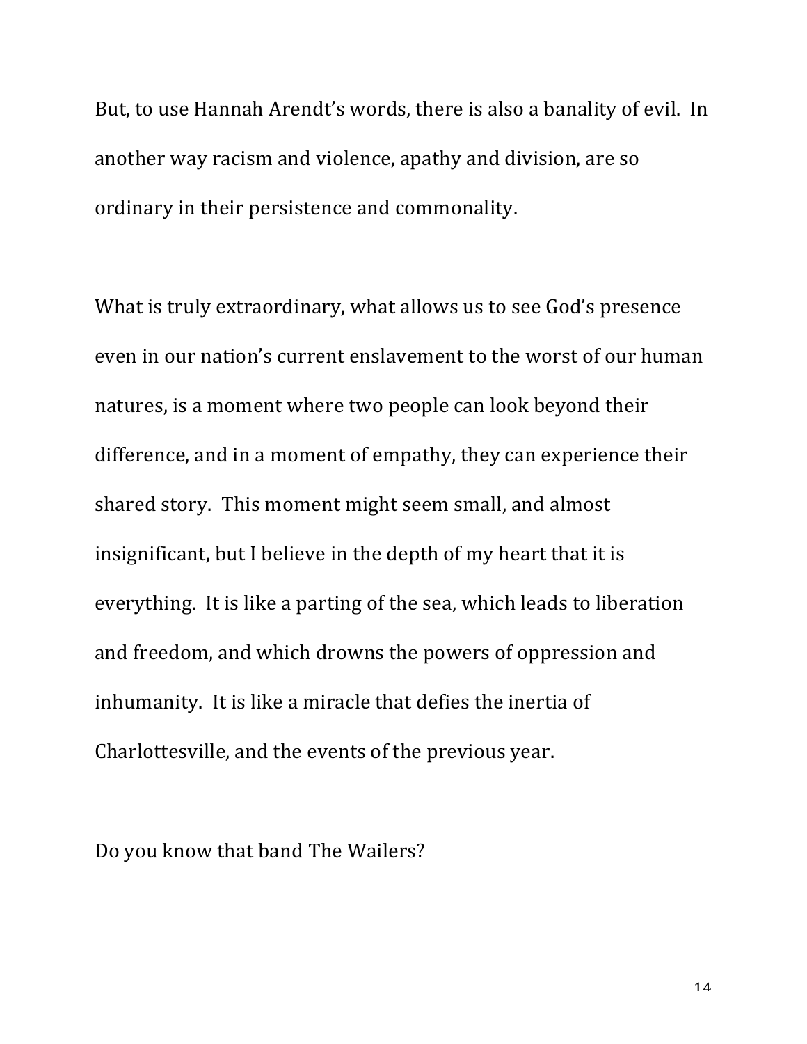But, to use Hannah Arendt's words, there is also a banality of evil. In another way racism and violence, apathy and division, are so ordinary in their persistence and commonality.

What is truly extraordinary, what allows us to see God's presence even in our nation's current enslavement to the worst of our human natures, is a moment where two people can look beyond their difference, and in a moment of empathy, they can experience their shared story. This moment might seem small, and almost insignificant, but I believe in the depth of my heart that it is everything. It is like a parting of the sea, which leads to liberation and freedom, and which drowns the powers of oppression and inhumanity. It is like a miracle that defies the inertia of Charlottesville, and the events of the previous year.

Do you know that band The Wailers?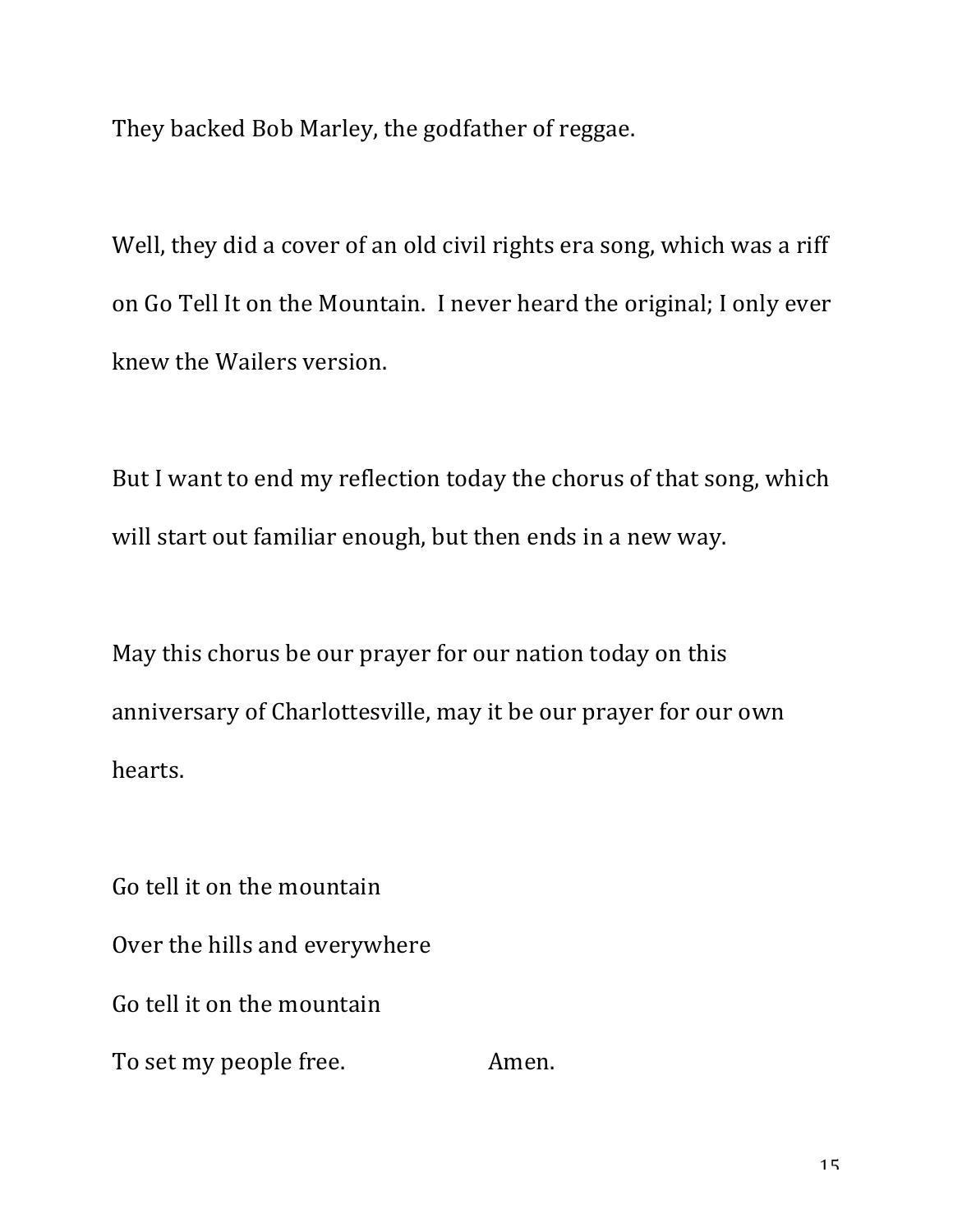They backed Bob Marley, the godfather of reggae.

Well, they did a cover of an old civil rights era song, which was a riff on Go Tell It on the Mountain. I never heard the original; I only ever knew the Wailers version.

But I want to end my reflection today the chorus of that song, which will start out familiar enough, but then ends in a new way.

May this chorus be our prayer for our nation today on this anniversary of Charlottesville, may it be our prayer for our own hearts.

Go tell it on the mountain  
Over the hills and everywhere  
Go tell it on the mountain  
To set my people free. Amen.